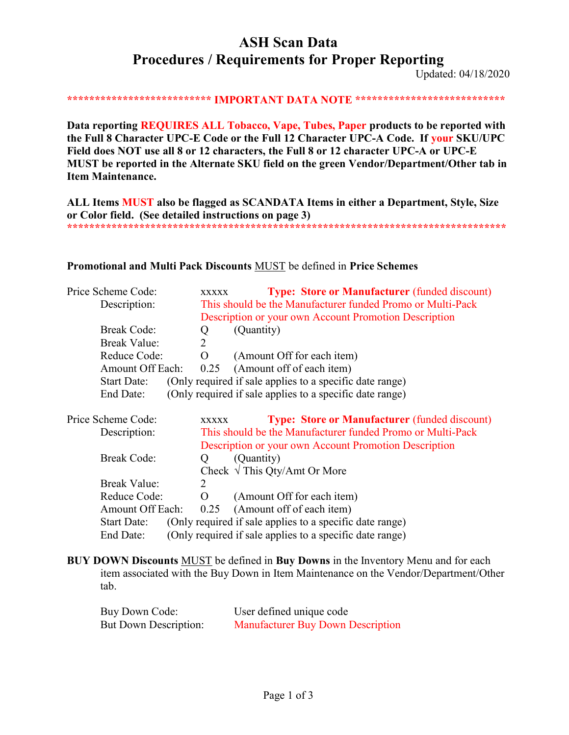# ASH Scan Data
## Procedures / Requirements for Proper Reporting

Updated: 04/18/2020

************************* **IMPORTANT DATA NOTE** **************************

**Data reporting REQUIRES ALL Tobacco, Vape, Tubes, Paper products to be reported with the Full 8 Character UPC-E Code or the Full 12 Character UPC-A Code. If your SKU/UPC Field does NOT use all 8 or 12 characters, the Full 8 or 12 character UPC-A or UPC-E MUST be reported in the Alternate SKU field on the green Vendor/Department/Other tab in Item Maintenance.**

**ALL Items MUST also be flagged as SCANDATA Items in either a Department, Style, Size or Color field. (See detailed instructions on page 3)**

********************************************************************************

**Promotional and Multi Pack Discounts** MUST be defined in **Price Schemes**

Price Scheme Code: xxxxx **Type: Store or Manufacturer** (funded discount)

- Description: This should be the Manufacturer funded Promo or Multi-Pack Description or your own Account Promotion Description
- Break Code: Q (Quantity)
- Break Value: 2
- Reduce Code: O (Amount Off for each item)
- Amount Off Each: 0.25 (Amount off of each item)
- Start Date: (Only required if sale applies to a specific date range)
- End Date: (Only required if sale applies to a specific date range)

Price Scheme Code: xxxxx **Type: Store or Manufacturer** (funded discount)

- Description: This should be the Manufacturer funded Promo or Multi-Pack Description or your own Account Promotion Description
- Break Code: Q (Quantity)
  Check √ This Qty/Amt Or More
- Break Value: 2
- Reduce Code: O (Amount Off for each item)
- Amount Off Each: 0.25 (Amount off of each item)
- Start Date: (Only required if sale applies to a specific date range)
- End Date: (Only required if sale applies to a specific date range)

**BUY DOWN Discounts** MUST be defined in **Buy Downs** in the Inventory Menu and for each item associated with the Buy Down in Item Maintenance on the Vendor/Department/Other tab.

- Buy Down Code: User defined unique code
- But Down Description: Manufacturer Buy Down Description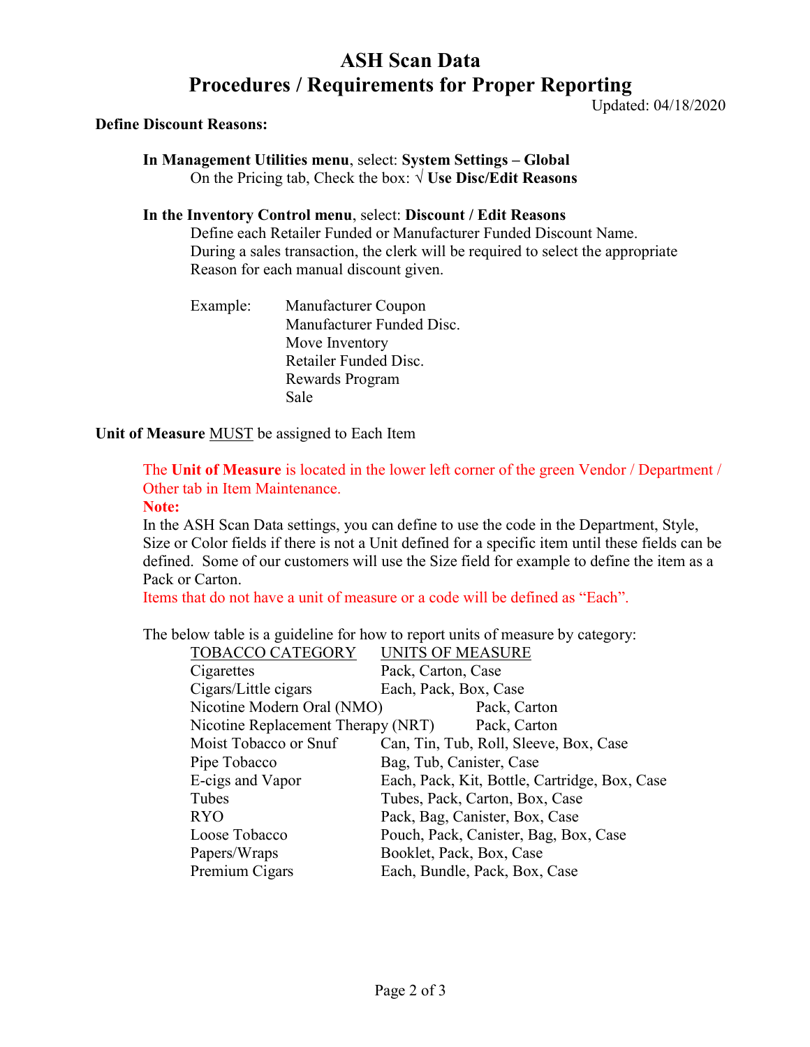# ASH Scan Data

## Procedures / Requirements for Proper Reporting

Updated: 04/18/2020

**Define Discount Reasons:**

**In Management Utilities menu**, select: **System Settings – Global**
On the Pricing tab, Check the box: √ **Use Disc/Edit Reasons**

**In the Inventory Control menu**, select: **Discount / Edit Reasons**
Define each Retailer Funded or Manufacturer Funded Discount Name.
During a sales transaction, the clerk will be required to select the appropriate Reason for each manual discount given.

Example:
- Manufacturer Coupon
- Manufacturer Funded Disc.
- Move Inventory
- Retailer Funded Disc.
- Rewards Program
- Sale

**Unit of Measure** <u>MUST</u> be assigned to Each Item

The **Unit of Measure** is located in the lower left corner of the green Vendor / Department / Other tab in Item Maintenance.

**Note:**
In the ASH Scan Data settings, you can define to use the code in the Department, Style, Size or Color fields if there is not a Unit defined for a specific item until these fields can be defined. Some of our customers will use the Size field for example to define the item as a Pack or Carton.
Items that do not have a unit of measure or a code will be defined as "Each".

The below table is a guideline for how to report units of measure by category:

| TOBACCO CATEGORY | UNITS OF MEASURE |
|---|---|
| Cigarettes | Pack, Carton, Case |
| Cigars/Little cigars | Each, Pack, Box, Case |
| Nicotine Modern Oral (NMO) | Pack, Carton |
| Nicotine Replacement Therapy (NRT) | Pack, Carton |
| Moist Tobacco or Snuf | Can, Tin, Tub, Roll, Sleeve, Box, Case |
| Pipe Tobacco | Bag, Tub, Canister, Case |
| E-cigs and Vapor | Each, Pack, Kit, Bottle, Cartridge, Box, Case |
| Tubes | Tubes, Pack, Carton, Box, Case |
| RYO | Pack, Bag, Canister, Box, Case |
| Loose Tobacco | Pouch, Pack, Canister, Bag, Box, Case |
| Papers/Wraps | Booklet, Pack, Box, Case |
| Premium Cigars | Each, Bundle, Pack, Box, Case |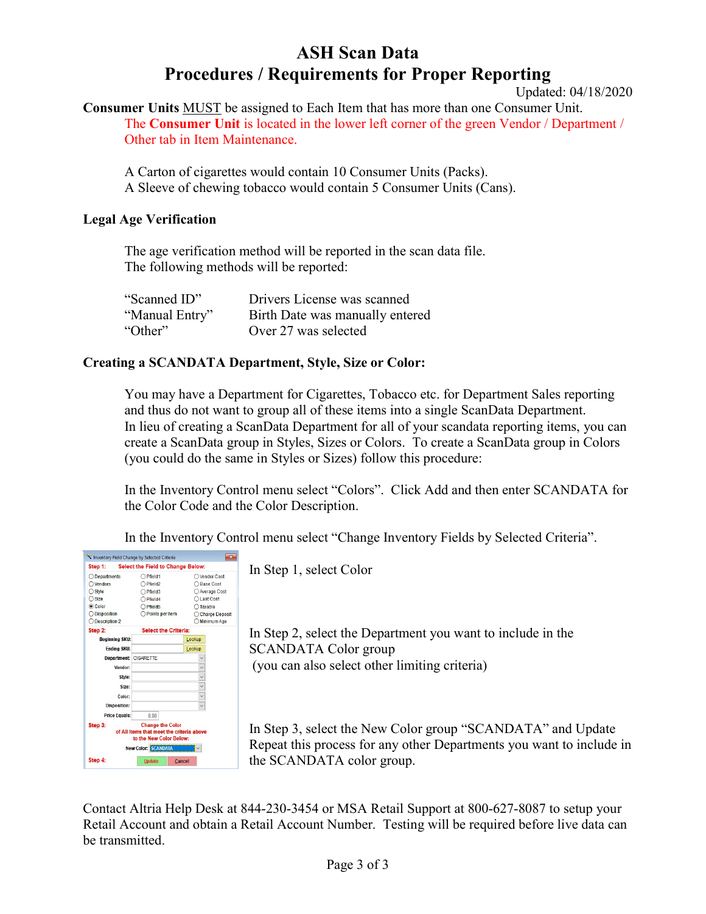# ASH Scan Data
# Procedures / Requirements for Proper Reporting

Updated: 04/18/2020

**Consumer Units** MUST be assigned to Each Item that has more than one Consumer Unit.

The **Consumer Unit** is located in the lower left corner of the green Vendor / Department / Other tab in Item Maintenance.

A Carton of cigarettes would contain 10 Consumer Units (Packs).
A Sleeve of chewing tobacco would contain 5 Consumer Units (Cans).

### Legal Age Verification

The age verification method will be reported in the scan data file.
The following methods will be reported:

| | |
|---|---|
| "Scanned ID" | Drivers License was scanned |
| "Manual Entry" | Birth Date was manually entered |
| "Other" | Over 27 was selected |

### Creating a SCANDATA Department, Style, Size or Color:

You may have a Department for Cigarettes, Tobacco etc. for Department Sales reporting and thus do not want to group all of these items into a single ScanData Department.
In lieu of creating a ScanData Department for all of your scandata reporting items, you can create a ScanData group in Styles, Sizes or Colors. To create a ScanData group in Colors (you could do the same in Styles or Sizes) follow this procedure:

In the Inventory Control menu select "Colors". Click Add and then enter SCANDATA for the Color Code and the Color Description.

In the Inventory Control menu select "Change Inventory Fields by Selected Criteria".

In Step 1, select Color

In Step 2, select the Department you want to include in the SCANDATA Color group
(you can also select other limiting criteria)

In Step 3, select the New Color group "SCANDATA" and Update
Repeat this process for any other Departments you want to include in the SCANDATA color group.

Contact Altria Help Desk at 844-230-3454 or MSA Retail Support at 800-627-8087 to setup your Retail Account and obtain a Retail Account Number. Testing will be required before live data can be transmitted.